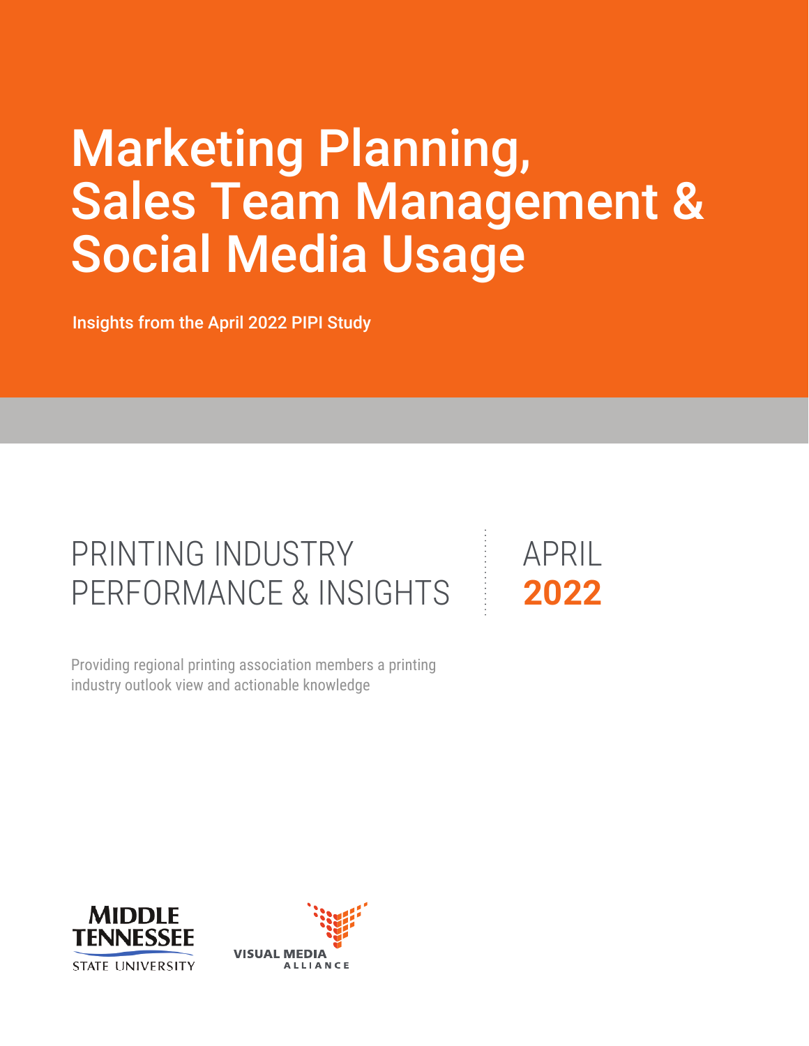# Marketing Planning, Sales Team Management & Social Media Usage

Insights from the April 2022 PIPI Study

PRINTING INDUSTRY PERFORMANCE & INSIGHTS

APRIL **2022**

Providing regional printing association members a printing industry outlook view and actionable knowledge

MIDDLE TENNESSEE STATE UNIVERSITY

VISUAL MEDIA ALLIANCE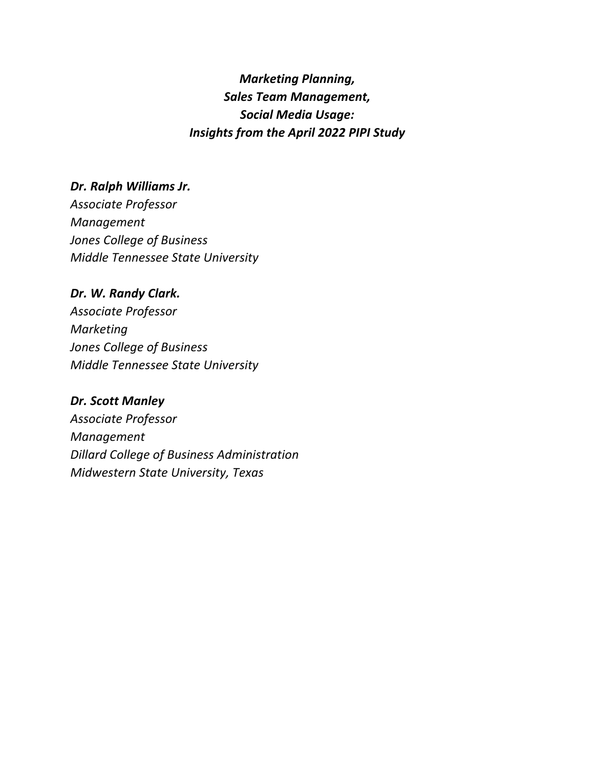***Marketing Planning,***
***Sales Team Management,***
***Social Media Usage:***
***Insights from the April 2022 PIPI Study***

***Dr. Ralph Williams Jr.***
*Associate Professor*
*Management*
*Jones College of Business*
*Middle Tennessee State University*

***Dr. W. Randy Clark.***
*Associate Professor*
*Marketing*
*Jones College of Business*
*Middle Tennessee State University*

***Dr. Scott Manley***
*Associate Professor*
*Management*
*Dillard College of Business Administration*
*Midwestern State University, Texas*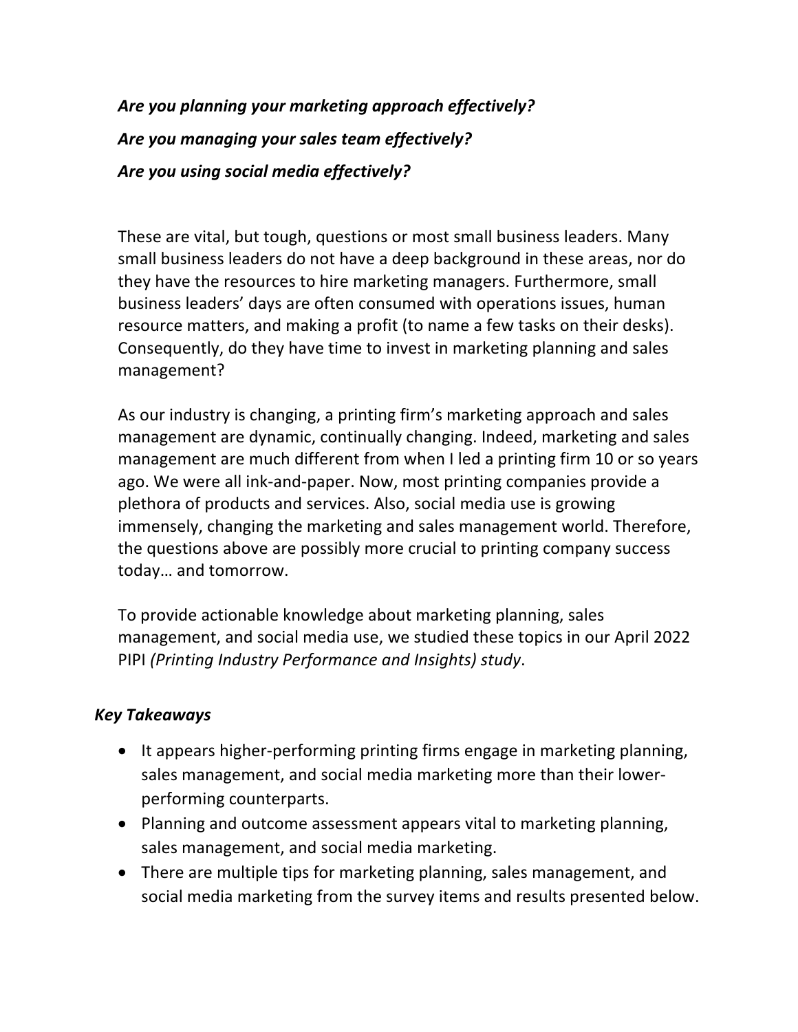***Are you planning your marketing approach effectively?***

***Are you managing your sales team effectively?***

***Are you using social media effectively?***

These are vital, but tough, questions or most small business leaders. Many small business leaders do not have a deep background in these areas, nor do they have the resources to hire marketing managers. Furthermore, small business leaders' days are often consumed with operations issues, human resource matters, and making a profit (to name a few tasks on their desks). Consequently, do they have time to invest in marketing planning and sales management?

As our industry is changing, a printing firm's marketing approach and sales management are dynamic, continually changing. Indeed, marketing and sales management are much different from when I led a printing firm 10 or so years ago. We were all ink-and-paper. Now, most printing companies provide a plethora of products and services. Also, social media use is growing immensely, changing the marketing and sales management world. Therefore, the questions above are possibly more crucial to printing company success today… and tomorrow.

To provide actionable knowledge about marketing planning, sales management, and social media use, we studied these topics in our April 2022 PIPI *(Printing Industry Performance and Insights) study*.

### *Key Takeaways*

- It appears higher-performing printing firms engage in marketing planning, sales management, and social media marketing more than their lower-performing counterparts.
- Planning and outcome assessment appears vital to marketing planning, sales management, and social media marketing.
- There are multiple tips for marketing planning, sales management, and social media marketing from the survey items and results presented below.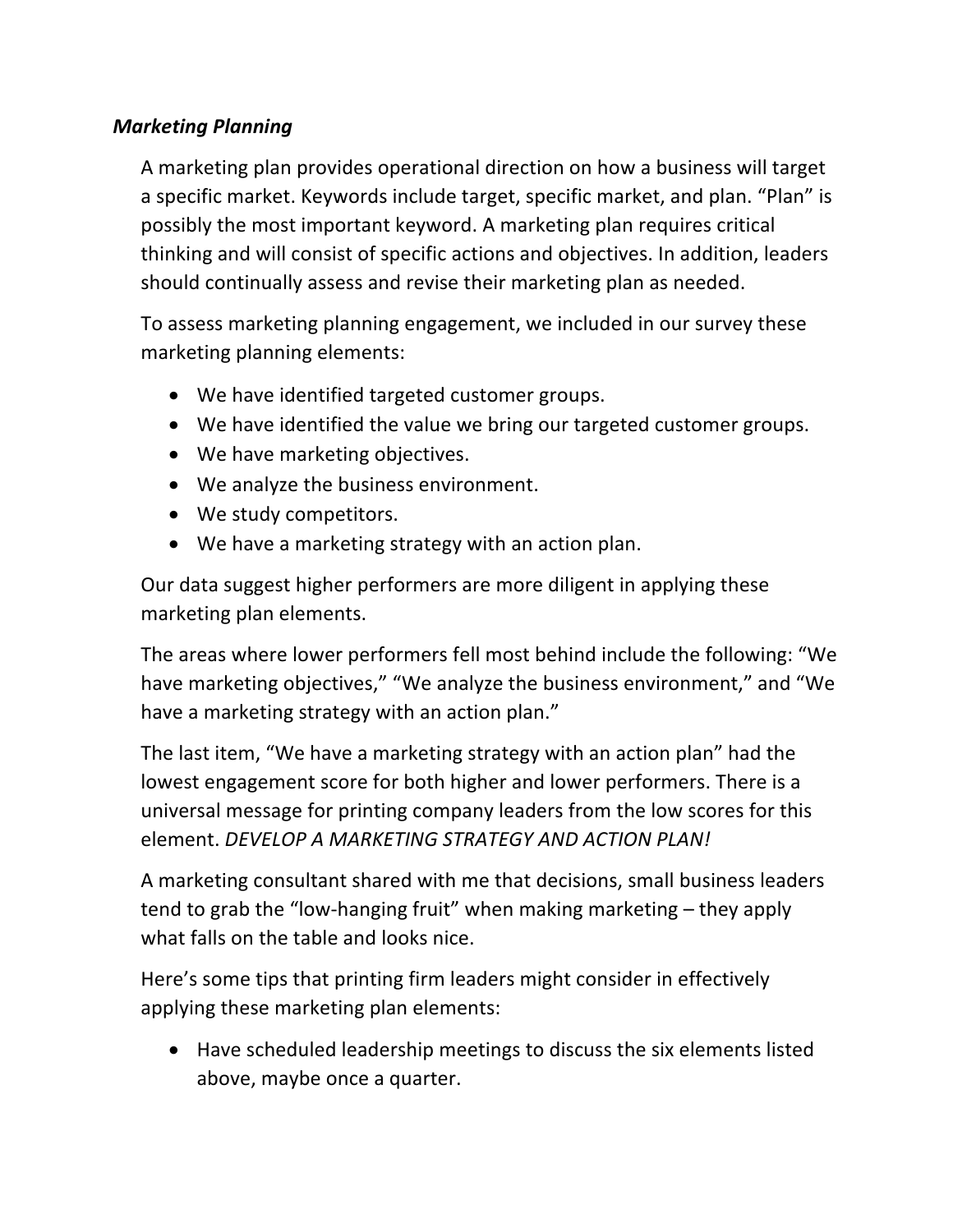***Marketing Planning***

A marketing plan provides operational direction on how a business will target a specific market. Keywords include target, specific market, and plan. "Plan" is possibly the most important keyword. A marketing plan requires critical thinking and will consist of specific actions and objectives. In addition, leaders should continually assess and revise their marketing plan as needed.

To assess marketing planning engagement, we included in our survey these marketing planning elements:

- We have identified targeted customer groups.
- We have identified the value we bring our targeted customer groups.
- We have marketing objectives.
- We analyze the business environment.
- We study competitors.
- We have a marketing strategy with an action plan.

Our data suggest higher performers are more diligent in applying these marketing plan elements.

The areas where lower performers fell most behind include the following: "We have marketing objectives," "We analyze the business environment," and "We have a marketing strategy with an action plan."

The last item, "We have a marketing strategy with an action plan" had the lowest engagement score for both higher and lower performers. There is a universal message for printing company leaders from the low scores for this element. *DEVELOP A MARKETING STRATEGY AND ACTION PLAN!*

A marketing consultant shared with me that decisions, small business leaders tend to grab the "low-hanging fruit" when making marketing – they apply what falls on the table and looks nice.

Here's some tips that printing firm leaders might consider in effectively applying these marketing plan elements:

- Have scheduled leadership meetings to discuss the six elements listed above, maybe once a quarter.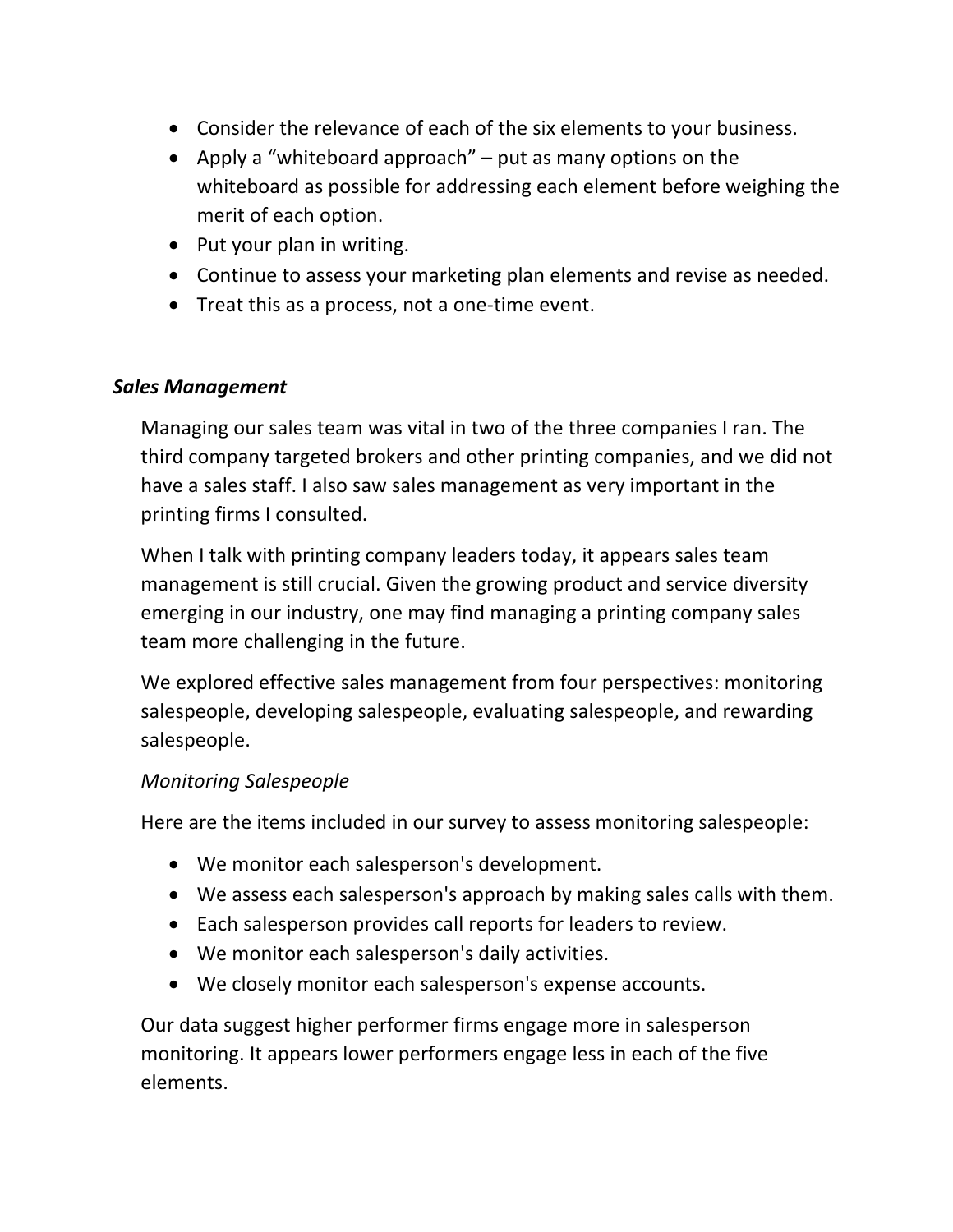- Consider the relevance of each of the six elements to your business.
- Apply a "whiteboard approach" – put as many options on the whiteboard as possible for addressing each element before weighing the merit of each option.
- Put your plan in writing.
- Continue to assess your marketing plan elements and revise as needed.
- Treat this as a process, not a one-time event.

### *Sales Management*

Managing our sales team was vital in two of the three companies I ran. The third company targeted brokers and other printing companies, and we did not have a sales staff. I also saw sales management as very important in the printing firms I consulted.

When I talk with printing company leaders today, it appears sales team management is still crucial. Given the growing product and service diversity emerging in our industry, one may find managing a printing company sales team more challenging in the future.

We explored effective sales management from four perspectives: monitoring salespeople, developing salespeople, evaluating salespeople, and rewarding salespeople.

#### *Monitoring Salespeople*

Here are the items included in our survey to assess monitoring salespeople:

- We monitor each salesperson's development.
- We assess each salesperson's approach by making sales calls with them.
- Each salesperson provides call reports for leaders to review.
- We monitor each salesperson's daily activities.
- We closely monitor each salesperson's expense accounts.

Our data suggest higher performer firms engage more in salesperson monitoring. It appears lower performers engage less in each of the five elements.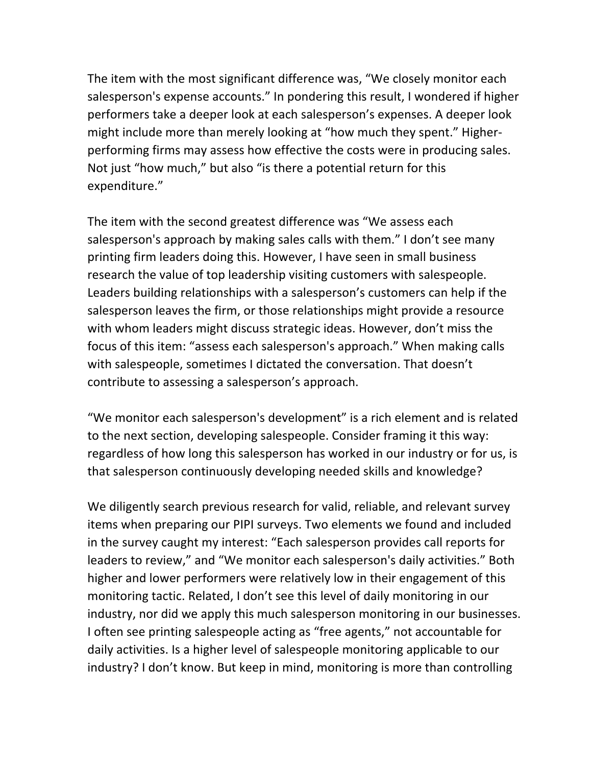The item with the most significant difference was, "We closely monitor each salesperson's expense accounts." In pondering this result, I wondered if higher performers take a deeper look at each salesperson's expenses. A deeper look might include more than merely looking at "how much they spent." Higher-performing firms may assess how effective the costs were in producing sales. Not just "how much," but also "is there a potential return for this expenditure."

The item with the second greatest difference was "We assess each salesperson's approach by making sales calls with them." I don't see many printing firm leaders doing this. However, I have seen in small business research the value of top leadership visiting customers with salespeople. Leaders building relationships with a salesperson's customers can help if the salesperson leaves the firm, or those relationships might provide a resource with whom leaders might discuss strategic ideas. However, don't miss the focus of this item: "assess each salesperson's approach." When making calls with salespeople, sometimes I dictated the conversation. That doesn't contribute to assessing a salesperson's approach.

"We monitor each salesperson's development" is a rich element and is related to the next section, developing salespeople. Consider framing it this way: regardless of how long this salesperson has worked in our industry or for us, is that salesperson continuously developing needed skills and knowledge?

We diligently search previous research for valid, reliable, and relevant survey items when preparing our PIPI surveys. Two elements we found and included in the survey caught my interest: "Each salesperson provides call reports for leaders to review," and "We monitor each salesperson's daily activities." Both higher and lower performers were relatively low in their engagement of this monitoring tactic. Related, I don't see this level of daily monitoring in our industry, nor did we apply this much salesperson monitoring in our businesses. I often see printing salespeople acting as "free agents," not accountable for daily activities. Is a higher level of salespeople monitoring applicable to our industry? I don't know. But keep in mind, monitoring is more than controlling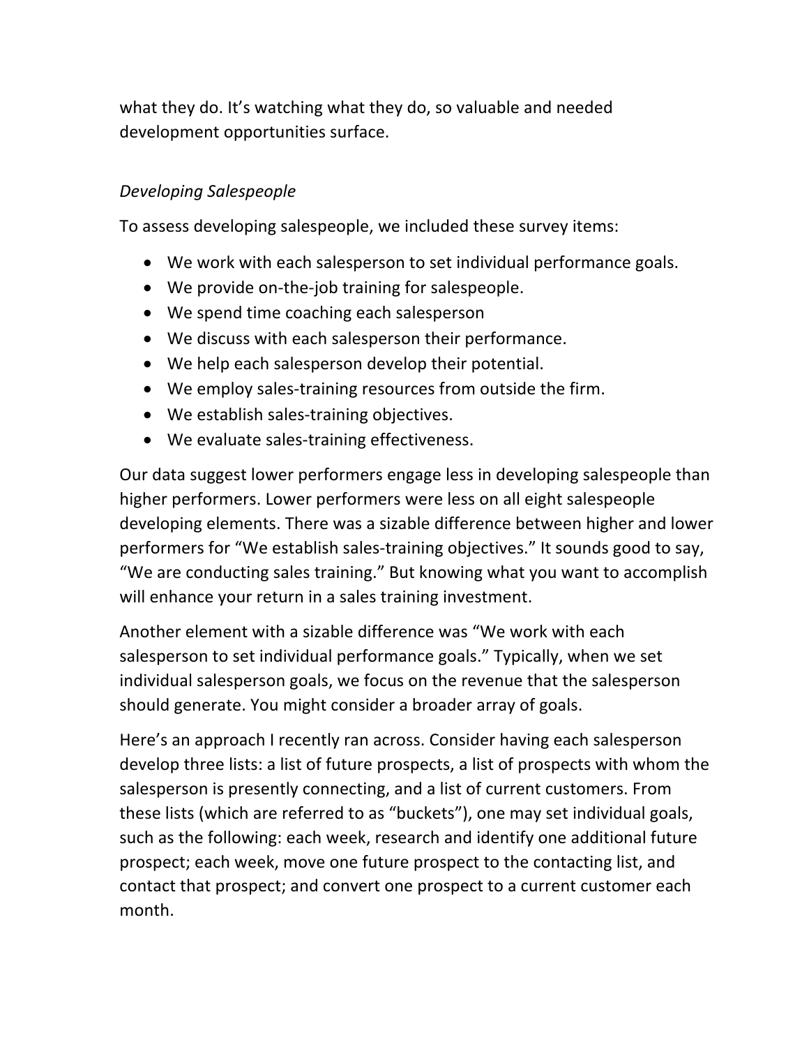what they do. It's watching what they do, so valuable and needed development opportunities surface.

*Developing Salespeople*

To assess developing salespeople, we included these survey items:

- We work with each salesperson to set individual performance goals.
- We provide on-the-job training for salespeople.
- We spend time coaching each salesperson
- We discuss with each salesperson their performance.
- We help each salesperson develop their potential.
- We employ sales-training resources from outside the firm.
- We establish sales-training objectives.
- We evaluate sales-training effectiveness.

Our data suggest lower performers engage less in developing salespeople than higher performers. Lower performers were less on all eight salespeople developing elements. There was a sizable difference between higher and lower performers for "We establish sales-training objectives." It sounds good to say, "We are conducting sales training." But knowing what you want to accomplish will enhance your return in a sales training investment.

Another element with a sizable difference was "We work with each salesperson to set individual performance goals." Typically, when we set individual salesperson goals, we focus on the revenue that the salesperson should generate. You might consider a broader array of goals.

Here's an approach I recently ran across. Consider having each salesperson develop three lists: a list of future prospects, a list of prospects with whom the salesperson is presently connecting, and a list of current customers. From these lists (which are referred to as "buckets"), one may set individual goals, such as the following: each week, research and identify one additional future prospect; each week, move one future prospect to the contacting list, and contact that prospect; and convert one prospect to a current customer each month.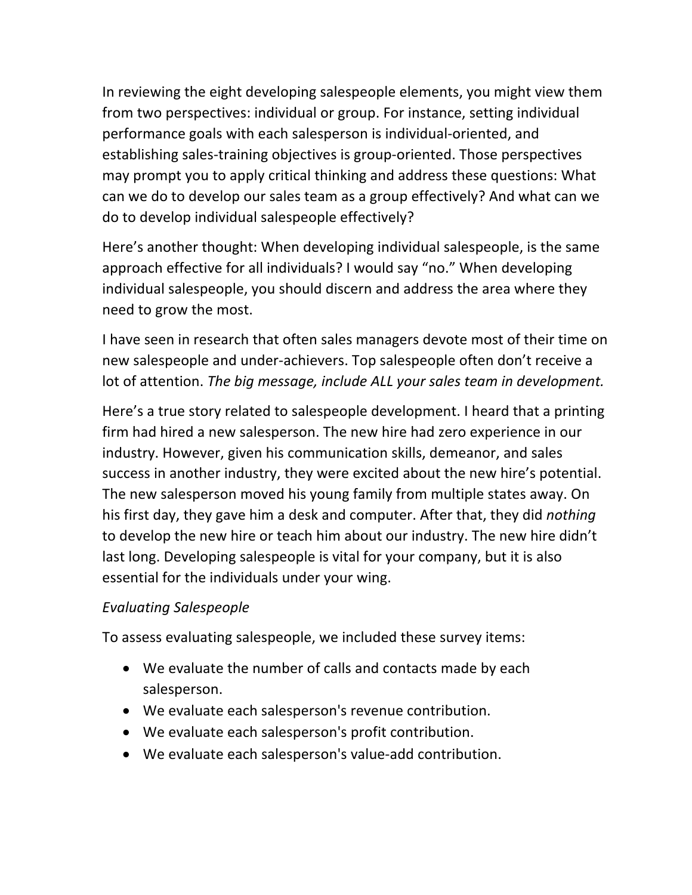In reviewing the eight developing salespeople elements, you might view them from two perspectives: individual or group. For instance, setting individual performance goals with each salesperson is individual-oriented, and establishing sales-training objectives is group-oriented. Those perspectives may prompt you to apply critical thinking and address these questions: What can we do to develop our sales team as a group effectively? And what can we do to develop individual salespeople effectively?

Here's another thought: When developing individual salespeople, is the same approach effective for all individuals? I would say "no." When developing individual salespeople, you should discern and address the area where they need to grow the most.

I have seen in research that often sales managers devote most of their time on new salespeople and under-achievers. Top salespeople often don't receive a lot of attention. *The big message, include ALL your sales team in development.*

Here's a true story related to salespeople development. I heard that a printing firm had hired a new salesperson. The new hire had zero experience in our industry. However, given his communication skills, demeanor, and sales success in another industry, they were excited about the new hire's potential. The new salesperson moved his young family from multiple states away. On his first day, they gave him a desk and computer. After that, they did *nothing* to develop the new hire or teach him about our industry. The new hire didn't last long. Developing salespeople is vital for your company, but it is also essential for the individuals under your wing.

*Evaluating Salespeople*

To assess evaluating salespeople, we included these survey items:

- We evaluate the number of calls and contacts made by each salesperson.
- We evaluate each salesperson's revenue contribution.
- We evaluate each salesperson's profit contribution.
- We evaluate each salesperson's value-add contribution.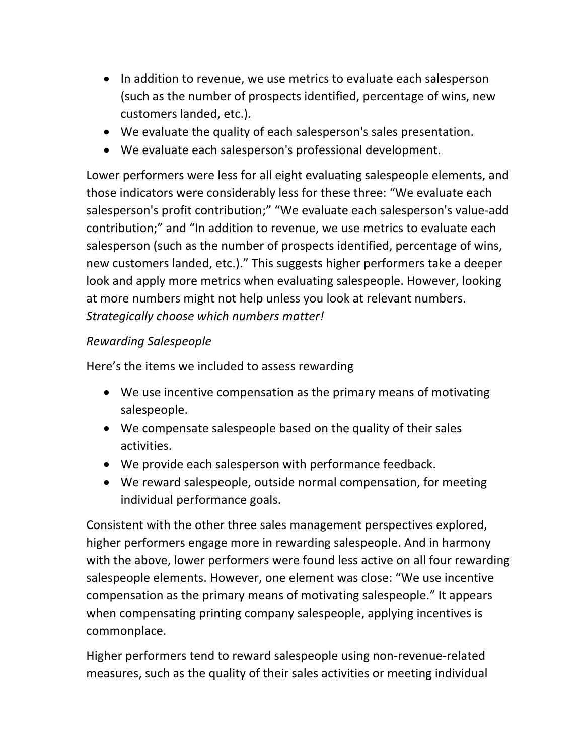- In addition to revenue, we use metrics to evaluate each salesperson (such as the number of prospects identified, percentage of wins, new customers landed, etc.).
- We evaluate the quality of each salesperson's sales presentation.
- We evaluate each salesperson's professional development.

Lower performers were less for all eight evaluating salespeople elements, and those indicators were considerably less for these three: “We evaluate each salesperson's profit contribution;” “We evaluate each salesperson's value-add contribution;” and “In addition to revenue, we use metrics to evaluate each salesperson (such as the number of prospects identified, percentage of wins, new customers landed, etc.).” This suggests higher performers take a deeper look and apply more metrics when evaluating salespeople. However, looking at more numbers might not help unless you look at relevant numbers. *Strategically choose which numbers matter!*

*Rewarding Salespeople*

Here’s the items we included to assess rewarding

- We use incentive compensation as the primary means of motivating salespeople.
- We compensate salespeople based on the quality of their sales activities.
- We provide each salesperson with performance feedback.
- We reward salespeople, outside normal compensation, for meeting individual performance goals.

Consistent with the other three sales management perspectives explored, higher performers engage more in rewarding salespeople. And in harmony with the above, lower performers were found less active on all four rewarding salespeople elements. However, one element was close: “We use incentive compensation as the primary means of motivating salespeople.” It appears when compensating printing company salespeople, applying incentives is commonplace.

Higher performers tend to reward salespeople using non-revenue-related measures, such as the quality of their sales activities or meeting individual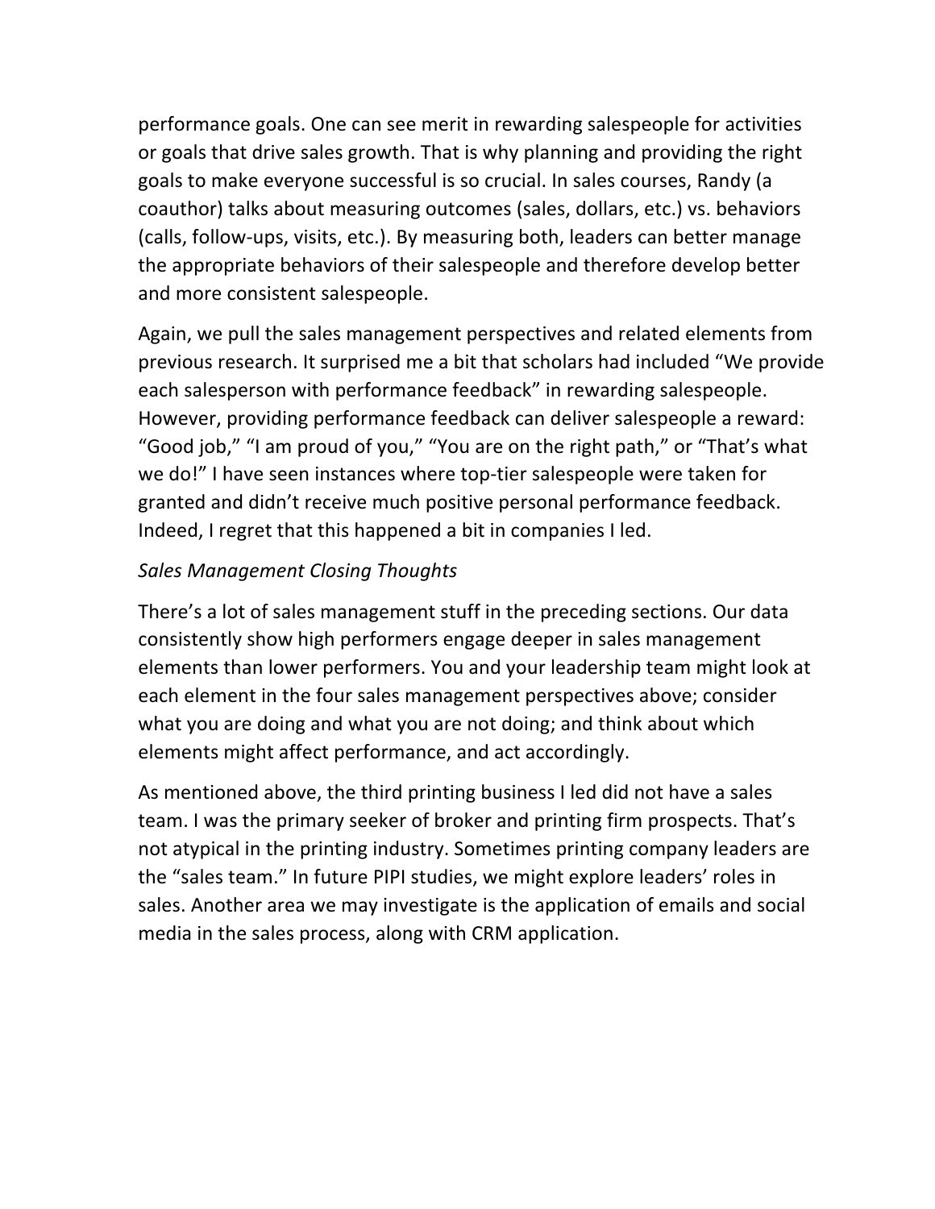performance goals. One can see merit in rewarding salespeople for activities or goals that drive sales growth. That is why planning and providing the right goals to make everyone successful is so crucial. In sales courses, Randy (a coauthor) talks about measuring outcomes (sales, dollars, etc.) vs. behaviors (calls, follow-ups, visits, etc.). By measuring both, leaders can better manage the appropriate behaviors of their salespeople and therefore develop better and more consistent salespeople.

Again, we pull the sales management perspectives and related elements from previous research. It surprised me a bit that scholars had included "We provide each salesperson with performance feedback" in rewarding salespeople. However, providing performance feedback can deliver salespeople a reward: "Good job," "I am proud of you," "You are on the right path," or "That's what we do!" I have seen instances where top-tier salespeople were taken for granted and didn't receive much positive personal performance feedback. Indeed, I regret that this happened a bit in companies I led.

*Sales Management Closing Thoughts*

There's a lot of sales management stuff in the preceding sections. Our data consistently show high performers engage deeper in sales management elements than lower performers. You and your leadership team might look at each element in the four sales management perspectives above; consider what you are doing and what you are not doing; and think about which elements might affect performance, and act accordingly.

As mentioned above, the third printing business I led did not have a sales team. I was the primary seeker of broker and printing firm prospects. That's not atypical in the printing industry. Sometimes printing company leaders are the "sales team." In future PIPI studies, we might explore leaders' roles in sales. Another area we may investigate is the application of emails and social media in the sales process, along with CRM application.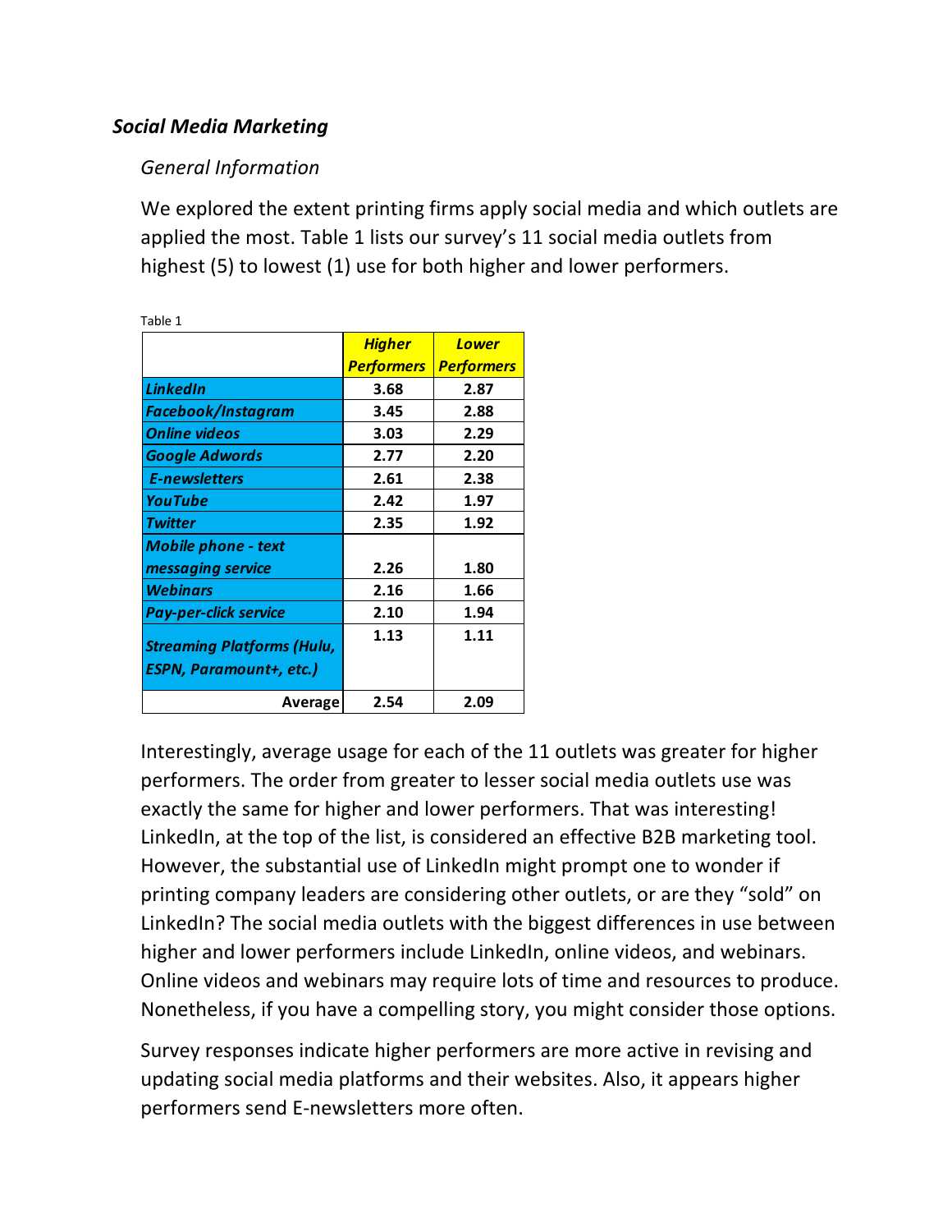## *Social Media Marketing*

### *General Information*

We explored the extent printing firms apply social media and which outlets are applied the most. Table 1 lists our survey's 11 social media outlets from highest (5) to lowest (1) use for both higher and lower performers.

Table 1

| | *Higher Performers* | *Lower Performers* |
|---|---|---|
| ***LinkedIn*** | **3.68** | **2.87** |
| ***Facebook/Instagram*** | **3.45** | **2.88** |
| ***Online videos*** | **3.03** | **2.29** |
| ***Google Adwords*** | **2.77** | **2.20** |
| ***E-newsletters*** | **2.61** | **2.38** |
| ***YouTube*** | **2.42** | **1.97** |
| ***Twitter*** | **2.35** | **1.92** |
| ***Mobile phone - text messaging service*** | **2.26** | **1.80** |
| ***Webinars*** | **2.16** | **1.66** |
| ***Pay-per-click service*** | **2.10** | **1.94** |
| ***Streaming Platforms (Hulu, ESPN, Paramount+, etc.)*** | **1.13** | **1.11** |
| **Average** | **2.54** | **2.09** |

Interestingly, average usage for each of the 11 outlets was greater for higher performers. The order from greater to lesser social media outlets use was exactly the same for higher and lower performers. That was interesting! LinkedIn, at the top of the list, is considered an effective B2B marketing tool. However, the substantial use of LinkedIn might prompt one to wonder if printing company leaders are considering other outlets, or are they "sold" on LinkedIn? The social media outlets with the biggest differences in use between higher and lower performers include LinkedIn, online videos, and webinars. Online videos and webinars may require lots of time and resources to produce. Nonetheless, if you have a compelling story, you might consider those options.

Survey responses indicate higher performers are more active in revising and updating social media platforms and their websites. Also, it appears higher performers send E-newsletters more often.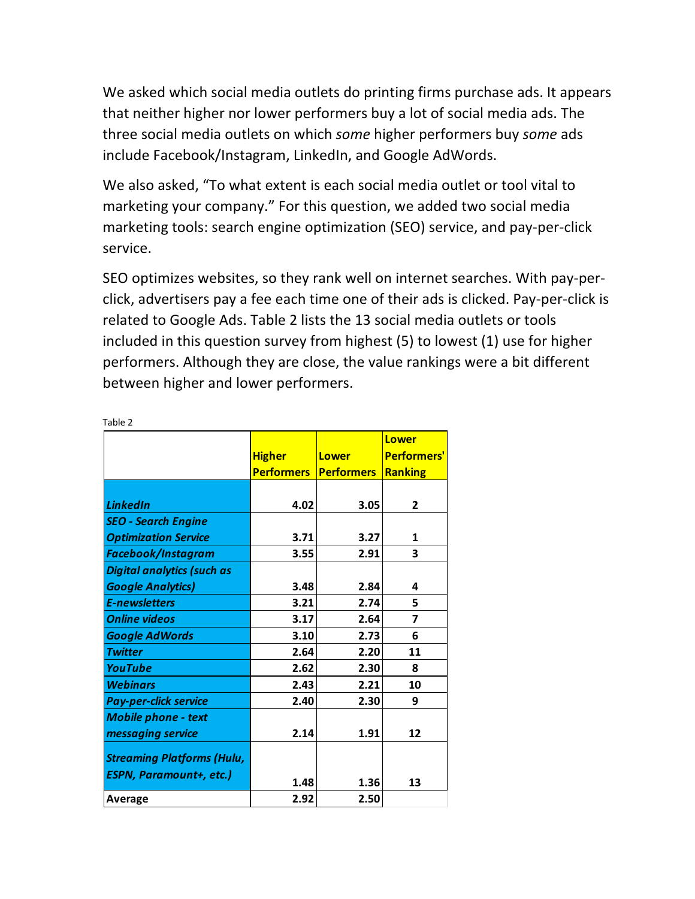We asked which social media outlets do printing firms purchase ads. It appears that neither higher nor lower performers buy a lot of social media ads. The three social media outlets on which *some* higher performers buy *some* ads include Facebook/Instagram, LinkedIn, and Google AdWords.

We also asked, “To what extent is each social media outlet or tool vital to marketing your company.” For this question, we added two social media marketing tools: search engine optimization (SEO) service, and pay-per-click service.

SEO optimizes websites, so they rank well on internet searches. With pay-per-click, advertisers pay a fee each time one of their ads is clicked. Pay-per-click is related to Google Ads. Table 2 lists the 13 social media outlets or tools included in this question survey from highest (5) to lowest (1) use for higher performers. Although they are close, the value rankings were a bit different between higher and lower performers.

Table 2

| | Higher Performers | Lower Performers | Lower Performers' Ranking |
|---|---|---|---|
| *LinkedIn* | 4.02 | 3.05 | 2 |
| *SEO - Search Engine Optimization Service* | 3.71 | 3.27 | 1 |
| *Facebook/Instagram* | 3.55 | 2.91 | 3 |
| *Digital analytics (such as Google Analytics)* | 3.48 | 2.84 | 4 |
| *E-newsletters* | 3.21 | 2.74 | 5 |
| *Online videos* | 3.17 | 2.64 | 7 |
| *Google AdWords* | 3.10 | 2.73 | 6 |
| *Twitter* | 2.64 | 2.20 | 11 |
| *YouTube* | 2.62 | 2.30 | 8 |
| *Webinars* | 2.43 | 2.21 | 10 |
| *Pay-per-click service* | 2.40 | 2.30 | 9 |
| *Mobile phone - text messaging service* | 2.14 | 1.91 | 12 |
| *Streaming Platforms (Hulu, ESPN, Paramount+, etc.)* | 1.48 | 1.36 | 13 |
| Average | 2.92 | 2.50 | |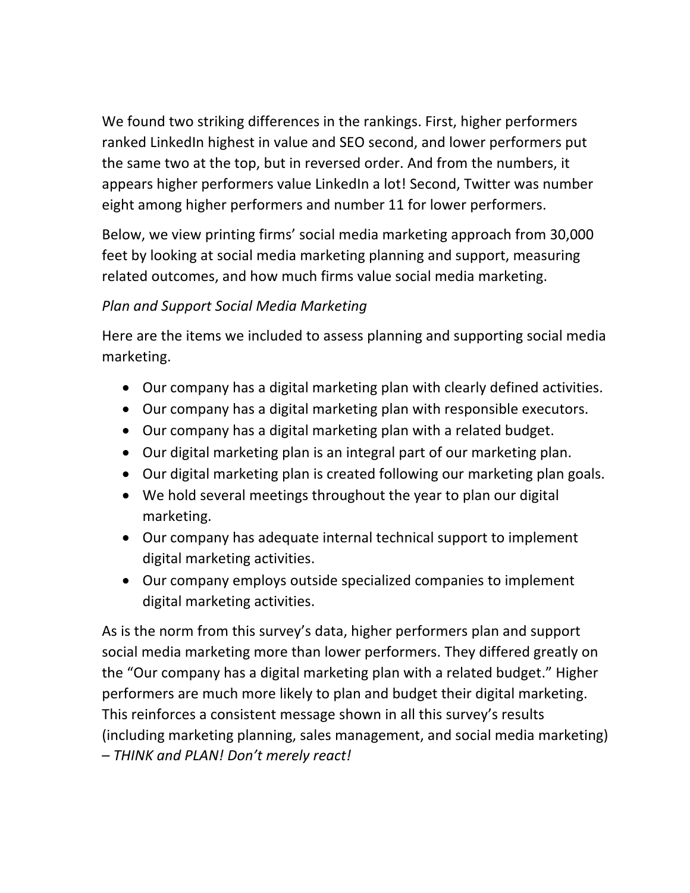We found two striking differences in the rankings. First, higher performers ranked LinkedIn highest in value and SEO second, and lower performers put the same two at the top, but in reversed order. And from the numbers, it appears higher performers value LinkedIn a lot! Second, Twitter was number eight among higher performers and number 11 for lower performers.

Below, we view printing firms' social media marketing approach from 30,000 feet by looking at social media marketing planning and support, measuring related outcomes, and how much firms value social media marketing.

*Plan and Support Social Media Marketing*

Here are the items we included to assess planning and supporting social media marketing.

- Our company has a digital marketing plan with clearly defined activities.
- Our company has a digital marketing plan with responsible executors.
- Our company has a digital marketing plan with a related budget.
- Our digital marketing plan is an integral part of our marketing plan.
- Our digital marketing plan is created following our marketing plan goals.
- We hold several meetings throughout the year to plan our digital marketing.
- Our company has adequate internal technical support to implement digital marketing activities.
- Our company employs outside specialized companies to implement digital marketing activities.

As is the norm from this survey's data, higher performers plan and support social media marketing more than lower performers. They differed greatly on the "Our company has a digital marketing plan with a related budget." Higher performers are much more likely to plan and budget their digital marketing. This reinforces a consistent message shown in all this survey's results (including marketing planning, sales management, and social media marketing) – *THINK and PLAN! Don't merely react!*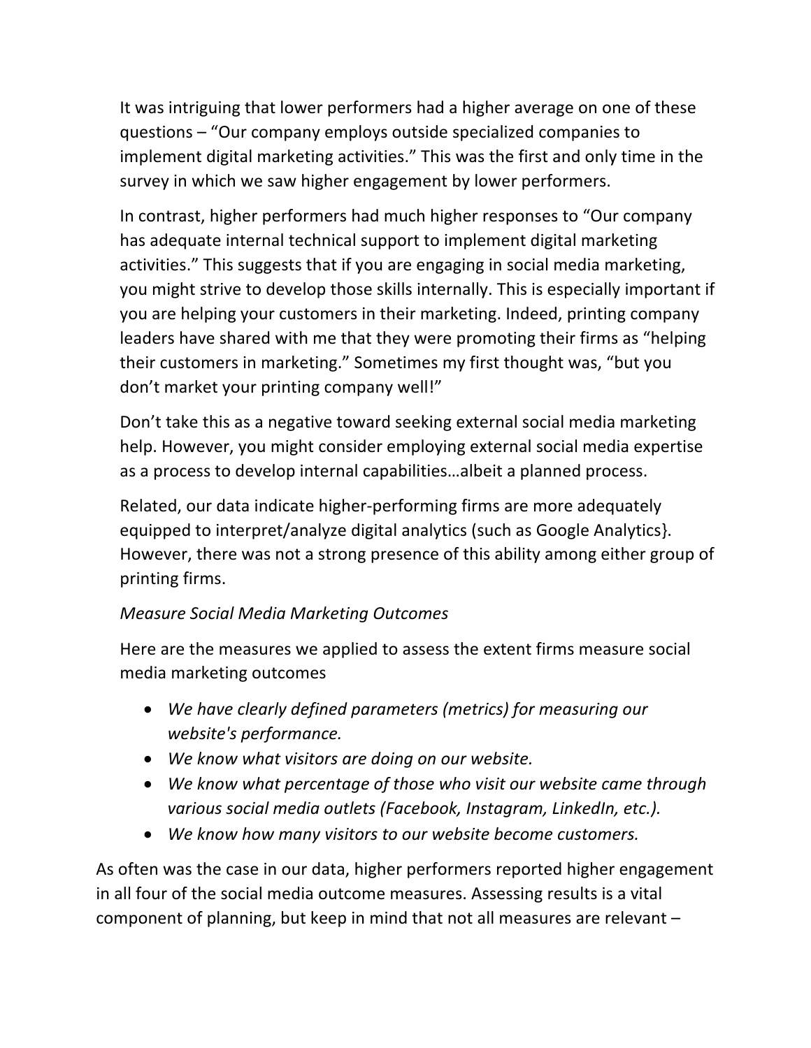It was intriguing that lower performers had a higher average on one of these questions – "Our company employs outside specialized companies to implement digital marketing activities." This was the first and only time in the survey in which we saw higher engagement by lower performers.

In contrast, higher performers had much higher responses to "Our company has adequate internal technical support to implement digital marketing activities." This suggests that if you are engaging in social media marketing, you might strive to develop those skills internally. This is especially important if you are helping your customers in their marketing. Indeed, printing company leaders have shared with me that they were promoting their firms as "helping their customers in marketing." Sometimes my first thought was, "but you don't market your printing company well!"

Don't take this as a negative toward seeking external social media marketing help. However, you might consider employing external social media expertise as a process to develop internal capabilities…albeit a planned process.

Related, our data indicate higher-performing firms are more adequately equipped to interpret/analyze digital analytics (such as Google Analytics}. However, there was not a strong presence of this ability among either group of printing firms.

*Measure Social Media Marketing Outcomes*

Here are the measures we applied to assess the extent firms measure social media marketing outcomes

- *We have clearly defined parameters (metrics) for measuring our website's performance.*
- *We know what visitors are doing on our website.*
- *We know what percentage of those who visit our website came through various social media outlets (Facebook, Instagram, LinkedIn, etc.).*
- *We know how many visitors to our website become customers.*

As often was the case in our data, higher performers reported higher engagement in all four of the social media outcome measures. Assessing results is a vital component of planning, but keep in mind that not all measures are relevant –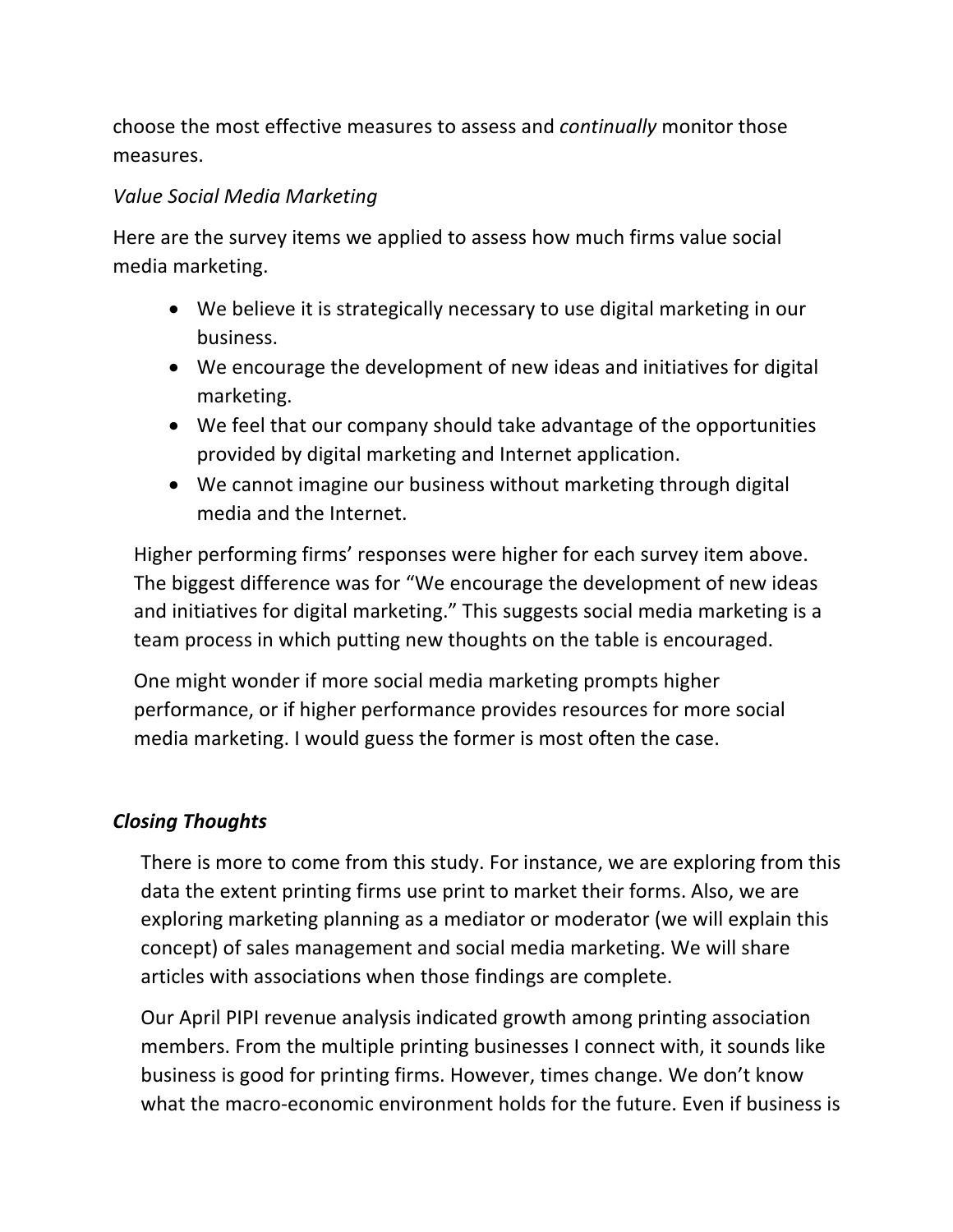choose the most effective measures to assess and *continually* monitor those measures.

*Value Social Media Marketing*

Here are the survey items we applied to assess how much firms value social media marketing.

- We believe it is strategically necessary to use digital marketing in our business.
- We encourage the development of new ideas and initiatives for digital marketing.
- We feel that our company should take advantage of the opportunities provided by digital marketing and Internet application.
- We cannot imagine our business without marketing through digital media and the Internet.

Higher performing firms' responses were higher for each survey item above. The biggest difference was for "We encourage the development of new ideas and initiatives for digital marketing." This suggests social media marketing is a team process in which putting new thoughts on the table is encouraged.

One might wonder if more social media marketing prompts higher performance, or if higher performance provides resources for more social media marketing. I would guess the former is most often the case.

***Closing Thoughts***

There is more to come from this study. For instance, we are exploring from this data the extent printing firms use print to market their forms. Also, we are exploring marketing planning as a mediator or moderator (we will explain this concept) of sales management and social media marketing. We will share articles with associations when those findings are complete.

Our April PIPI revenue analysis indicated growth among printing association members. From the multiple printing businesses I connect with, it sounds like business is good for printing firms. However, times change. We don't know what the macro-economic environment holds for the future. Even if business is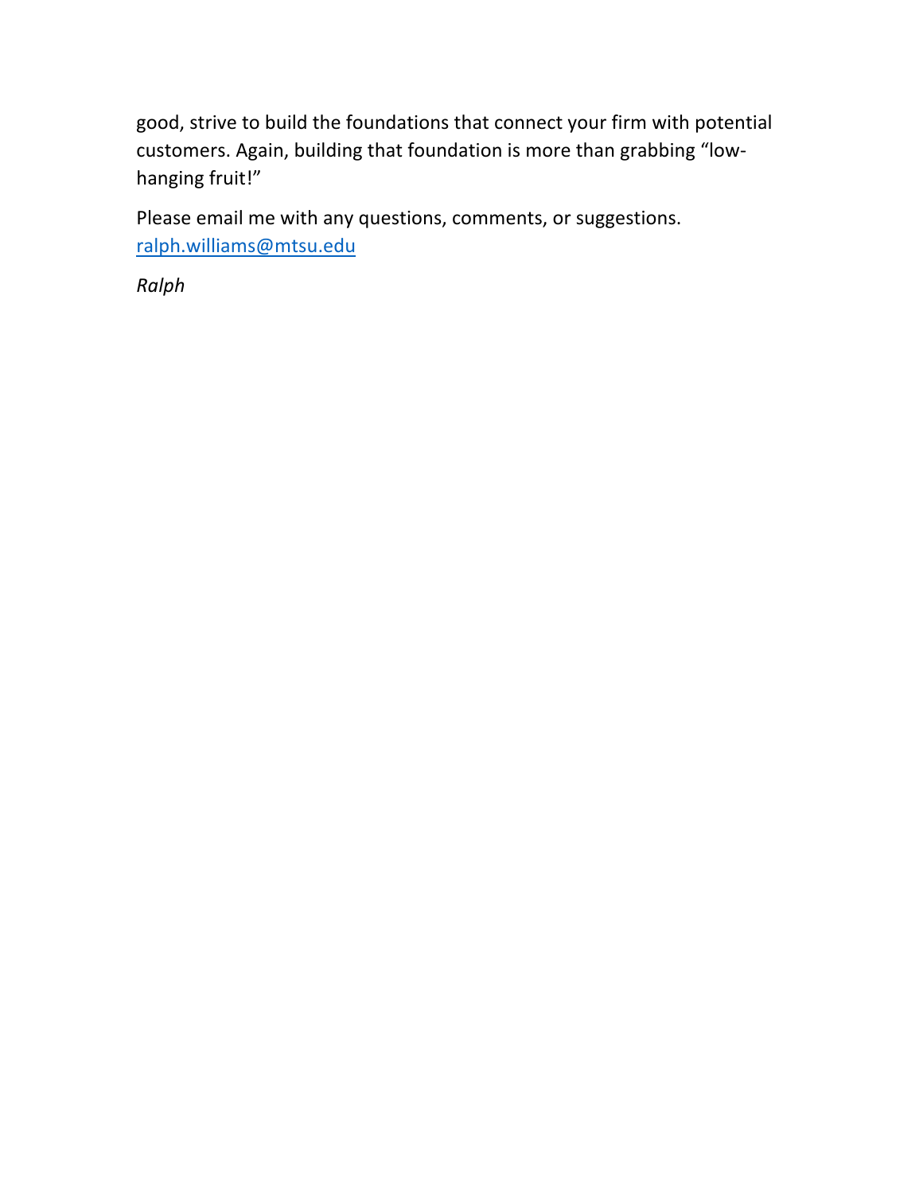good, strive to build the foundations that connect your firm with potential customers. Again, building that foundation is more than grabbing "low-hanging fruit!"

Please email me with any questions, comments, or suggestions. ralph.williams@mtsu.edu

*Ralph*